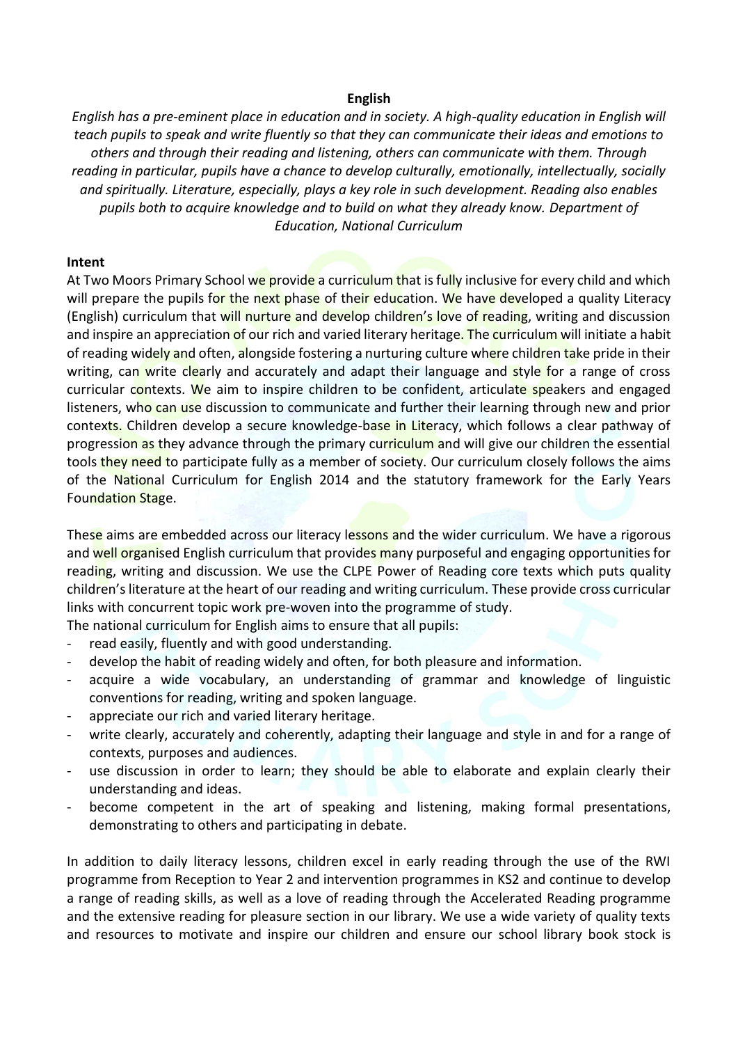## English

*English has a pre-eminent place in education and in society. A high-quality education in English will teach pupils to speak and write fluently so that they can communicate their ideas and emotions to others and through their reading and listening, others can communicate with them. Through reading in particular, pupils have a chance to develop culturally, emotionally, intellectually, socially and spiritually. Literature, especially, plays a key role in such development. Reading also enables pupils both to acquire knowledge and to build on what they already know. Department of Education, National Curriculum*

### Intent

At Two Moors Primary School we provide a curriculum that is fully inclusive for every child and which will prepare the pupils for the next phase of their education. We have developed a quality Literacy (English) curriculum that will nurture and develop children's love of reading, writing and discussion and inspire an appreciation of our rich and varied literary heritage. The curriculum will initiate a habit of reading widely and often, alongside fostering a nurturing culture where children take pride in their writing, can write clearly and accurately and adapt their language and style for a range of cross curricular contexts. We aim to inspire children to be confident, articulate speakers and engaged listeners, who can use discussion to communicate and further their learning through new and prior contexts. Children develop a secure knowledge-base in Literacy, which follows a clear pathway of progression as they advance through the primary curriculum and will give our children the essential tools they need to participate fully as a member of society. Our curriculum closely follows the aims of the National Curriculum for English 2014 and the statutory framework for the Early Years Foundation Stage.

These aims are embedded across our literacy lessons and the wider curriculum. We have a rigorous and well organised English curriculum that provides many purposeful and engaging opportunities for reading, writing and discussion. We use the CLPE Power of Reading core texts which puts quality children's literature at the heart of our reading and writing curriculum. These provide cross curricular links with concurrent topic work pre-woven into the programme of study.

The national curriculum for English aims to ensure that all pupils:

- read easily, fluently and with good understanding.
- develop the habit of reading widely and often, for both pleasure and information.
- acquire a wide vocabulary, an understanding of grammar and knowledge of linguistic conventions for reading, writing and spoken language.
- appreciate our rich and varied literary heritage.
- write clearly, accurately and coherently, adapting their language and style in and for a range of contexts, purposes and audiences.
- use discussion in order to learn; they should be able to elaborate and explain clearly their understanding and ideas.
- become competent in the art of speaking and listening, making formal presentations, demonstrating to others and participating in debate.

In addition to daily literacy lessons, children excel in early reading through the use of the RWI programme from Reception to Year 2 and intervention programmes in KS2 and continue to develop a range of reading skills, as well as a love of reading through the Accelerated Reading programme and the extensive reading for pleasure section in our library. We use a wide variety of quality texts and resources to motivate and inspire our children and ensure our school library book stock is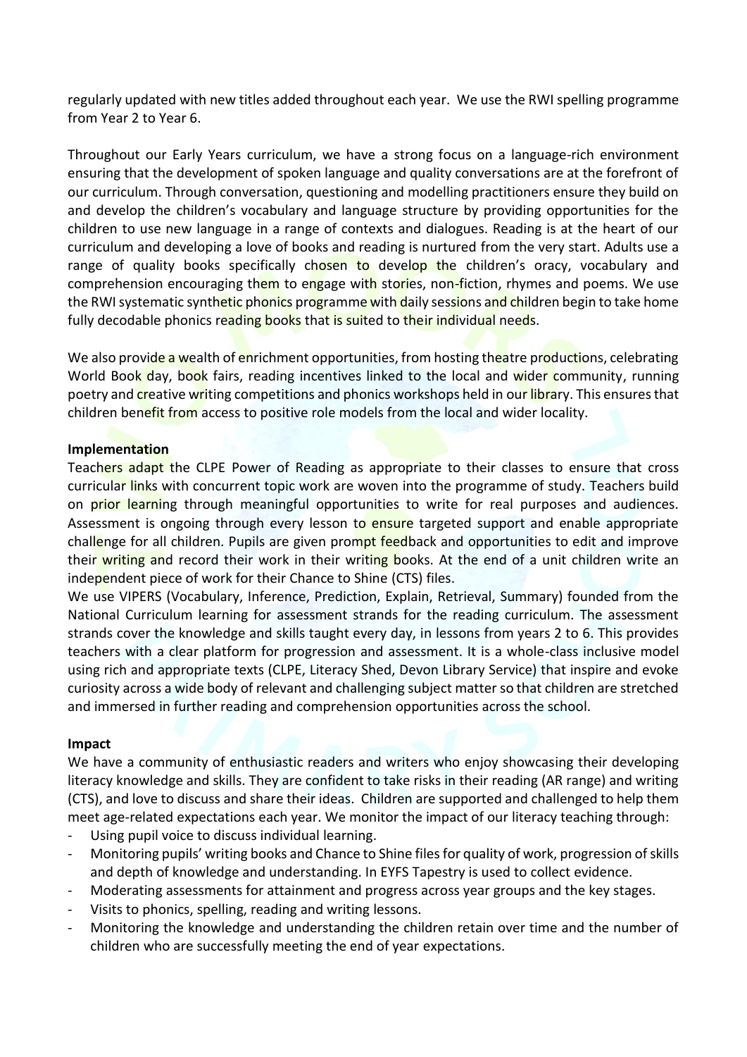regularly updated with new titles added throughout each year. We use the RWI spelling programme from Year 2 to Year 6.

Throughout our Early Years curriculum, we have a strong focus on a language-rich environment ensuring that the development of spoken language and quality conversations are at the forefront of our curriculum. Through conversation, questioning and modelling practitioners ensure they build on and develop the children's vocabulary and language structure by providing opportunities for the children to use new language in a range of contexts and dialogues. Reading is at the heart of our curriculum and developing a love of books and reading is nurtured from the very start. Adults use a range of quality books specifically chosen to develop the children's oracy, vocabulary and comprehension encouraging them to engage with stories, non-fiction, rhymes and poems. We use the RWI systematic synthetic phonics programme with daily sessions and children begin to take home fully decodable phonics reading books that is suited to their individual needs.

We also provide a wealth of enrichment opportunities, from hosting theatre productions, celebrating World Book day, book fairs, reading incentives linked to the local and wider community, running poetry and creative writing competitions and phonics workshops held in our library. This ensures that children benefit from access to positive role models from the local and wider locality.

**Implementation**

Teachers adapt the CLPE Power of Reading as appropriate to their classes to ensure that cross curricular links with concurrent topic work are woven into the programme of study. Teachers build on prior learning through meaningful opportunities to write for real purposes and audiences. Assessment is ongoing through every lesson to ensure targeted support and enable appropriate challenge for all children. Pupils are given prompt feedback and opportunities to edit and improve their writing and record their work in their writing books. At the end of a unit children write an independent piece of work for their Chance to Shine (CTS) files.

We use VIPERS (Vocabulary, Inference, Prediction, Explain, Retrieval, Summary) founded from the National Curriculum learning for assessment strands for the reading curriculum. The assessment strands cover the knowledge and skills taught every day, in lessons from years 2 to 6. This provides teachers with a clear platform for progression and assessment. It is a whole-class inclusive model using rich and appropriate texts (CLPE, Literacy Shed, Devon Library Service) that inspire and evoke curiosity across a wide body of relevant and challenging subject matter so that children are stretched and immersed in further reading and comprehension opportunities across the school.

**Impact**

We have a community of enthusiastic readers and writers who enjoy showcasing their developing literacy knowledge and skills. They are confident to take risks in their reading (AR range) and writing (CTS), and love to discuss and share their ideas. Children are supported and challenged to help them meet age-related expectations each year. We monitor the impact of our literacy teaching through:

- Using pupil voice to discuss individual learning.
- Monitoring pupils' writing books and Chance to Shine files for quality of work, progression of skills and depth of knowledge and understanding. In EYFS Tapestry is used to collect evidence.
- Moderating assessments for attainment and progress across year groups and the key stages.
- Visits to phonics, spelling, reading and writing lessons.
- Monitoring the knowledge and understanding the children retain over time and the number of children who are successfully meeting the end of year expectations.